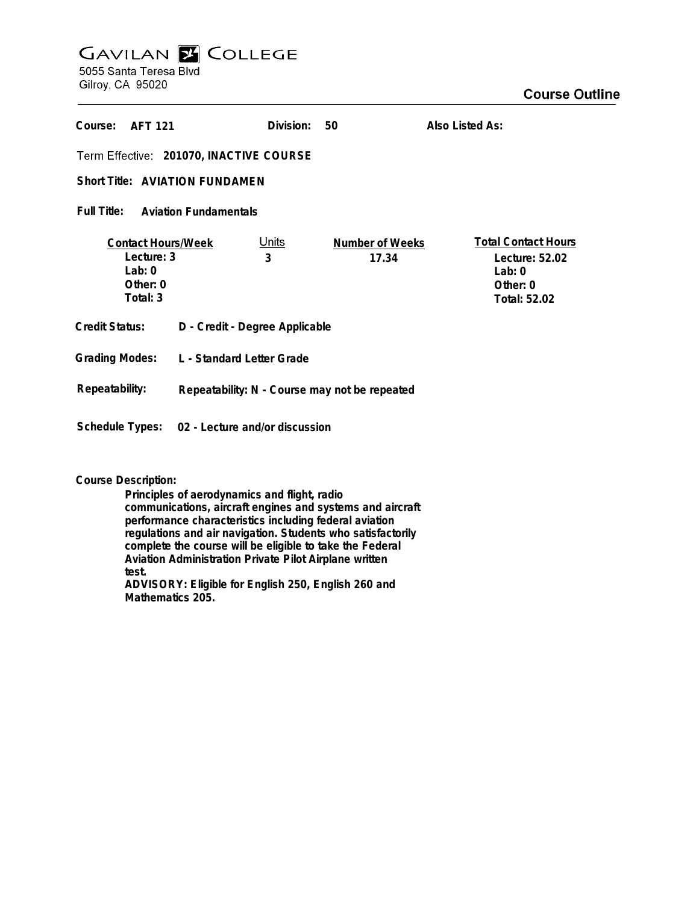# Gavilan College

5055 Santa Teresa Blvd
Gilroy, CA 95020

## Course Outline

**Course:** AFT 121 **Division:** 50 **Also Listed As:**

**Term Effective:** 201070, INACTIVE COURSE

**Short Title:** AVIATION FUNDAMEN

**Full Title:** Aviation Fundamentals

| Contact Hours/Week | Units | Number of Weeks | Total Contact Hours |
|---|---|---|---|
| Lecture: 3 | 3 | 17.34 | Lecture: 52.02 |
| Lab: 0 | | | Lab: 0 |
| Other: 0 | | | Other: 0 |
| Total: 3 | | | Total: 52.02 |

**Credit Status:** D - Credit - Degree Applicable

**Grading Modes:** L - Standard Letter Grade

**Repeatability:** Repeatability: N - Course may not be repeated

**Schedule Types:** 02 - Lecture and/or discussion

**Course Description:**

Principles of aerodynamics and flight, radio communications, aircraft engines and systems and aircraft performance characteristics including federal aviation regulations and air navigation. Students who satisfactorily complete the course will be eligible to take the Federal Aviation Administration Private Pilot Airplane written test.

ADVISORY: Eligible for English 250, English 260 and Mathematics 205.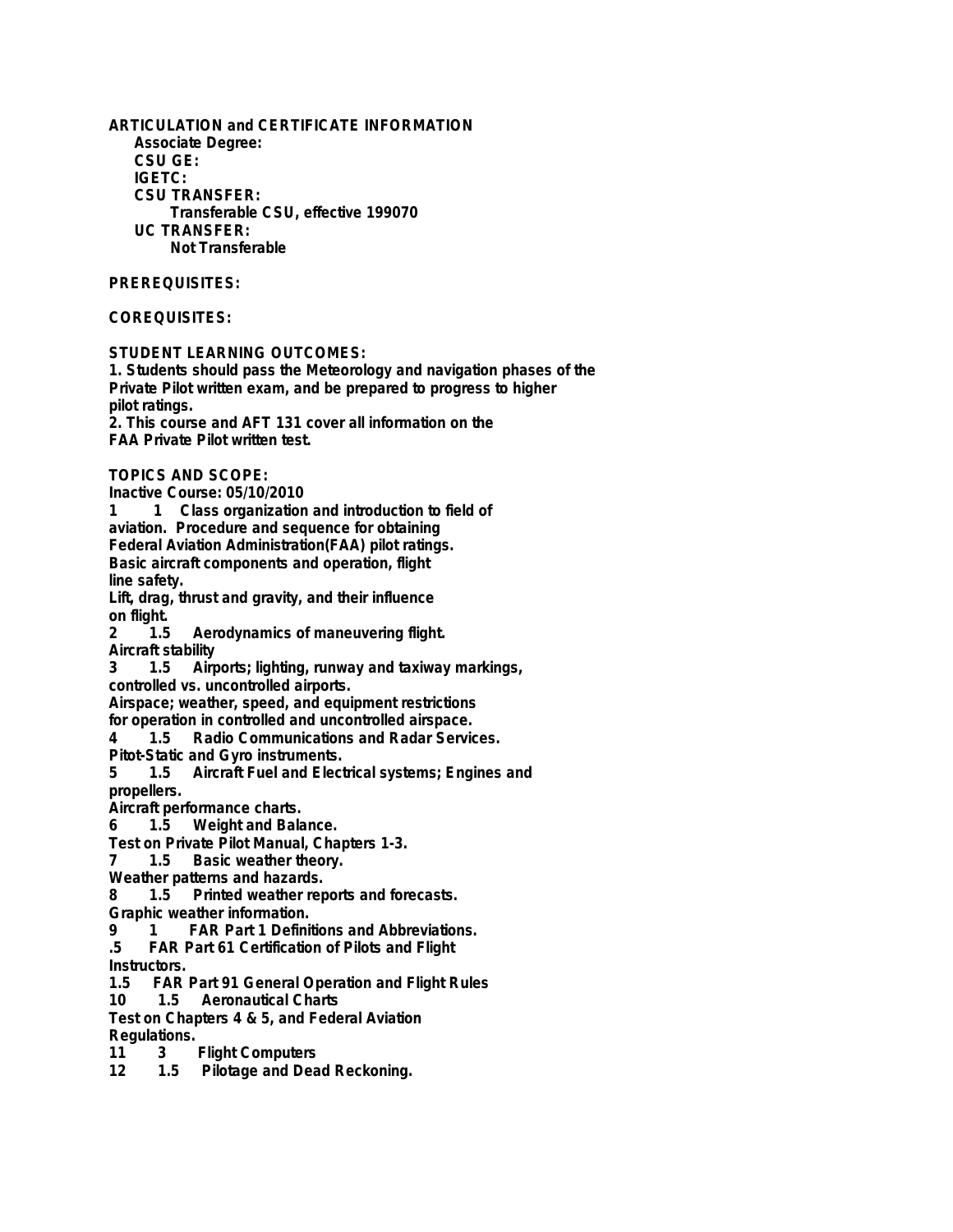**ARTICULATION and CERTIFICATE INFORMATION**

**Associate Degree:**

**CSU GE:**

**IGETC:**

**CSU TRANSFER:**

Transferable CSU, effective 199070

**UC TRANSFER:**

Not Transferable

**PREREQUISITES:**

**COREQUISITES:**

**STUDENT LEARNING OUTCOMES:**

1. Students should pass the Meteorology and navigation phases of the Private Pilot written exam, and be prepared to progress to higher pilot ratings.
2. This course and AFT 131 cover all information on the FAA Private Pilot written test.

**TOPICS AND SCOPE:**

Inactive Course: 05/10/2010

1 1 Class organization and introduction to field of aviation. Procedure and sequence for obtaining Federal Aviation Administration(FAA) pilot ratings.
Basic aircraft components and operation, flight line safety.
Lift, drag, thrust and gravity, and their influence on flight.

2 1.5 Aerodynamics of maneuvering flight.
Aircraft stability

3 1.5 Airports; lighting, runway and taxiway markings, controlled vs. uncontrolled airports.
Airspace; weather, speed, and equipment restrictions for operation in controlled and uncontrolled airspace.

4 1.5 Radio Communications and Radar Services.
Pitot-Static and Gyro instruments.

5 1.5 Aircraft Fuel and Electrical systems; Engines and propellers.
Aircraft performance charts.

6 1.5 Weight and Balance.
Test on Private Pilot Manual, Chapters 1-3.

7 1.5 Basic weather theory.
Weather patterns and hazards.

8 1.5 Printed weather reports and forecasts.
Graphic weather information.

9 1 FAR Part 1 Definitions and Abbreviations.
.5 FAR Part 61 Certification of Pilots and Flight Instructors.
1.5 FAR Part 91 General Operation and Flight Rules

10 1.5 Aeronautical Charts
Test on Chapters 4 & 5, and Federal Aviation Regulations.

11 3 Flight Computers

12 1.5 Pilotage and Dead Reckoning.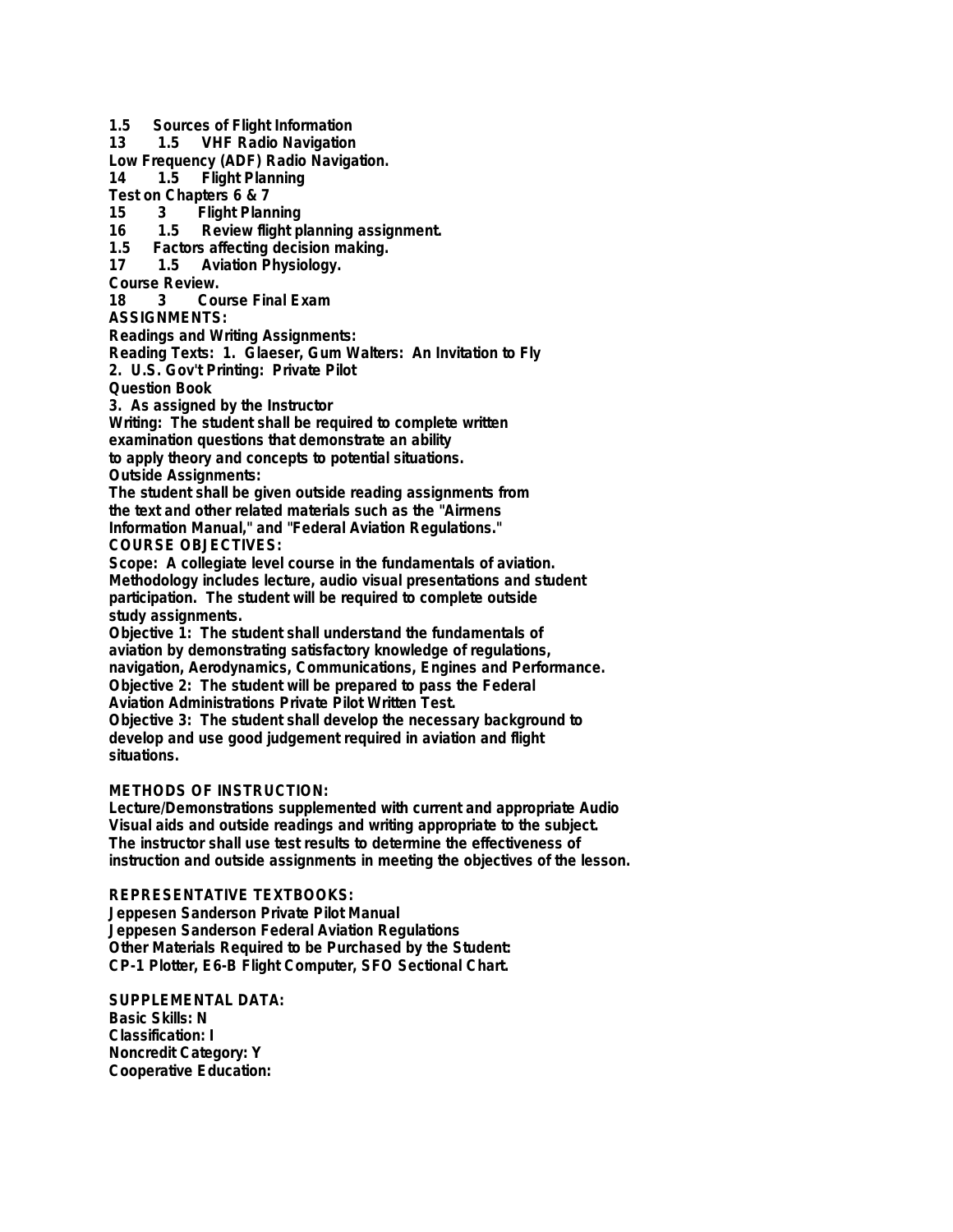1.5 Sources of Flight Information
13 1.5 VHF Radio Navigation
Low Frequency (ADF) Radio Navigation.
14 1.5 Flight Planning
Test on Chapters 6 & 7
15 3 Flight Planning
16 1.5 Review flight planning assignment.
1.5 Factors affecting decision making.
17 1.5 Aviation Physiology.
Course Review.
18 3 Course Final Exam

**ASSIGNMENTS:**

Readings and Writing Assignments:
Reading Texts: 1. Glaeser, Gum Walters: An Invitation to Fly
2. U.S. Gov't Printing: Private Pilot
Question Book
3. As assigned by the Instructor
Writing: The student shall be required to complete written
examination questions that demonstrate an ability
to apply theory and concepts to potential situations.
Outside Assignments:
The student shall be given outside reading assignments from
the text and other related materials such as the "Airmens
Information Manual," and "Federal Aviation Regulations."

**COURSE OBJECTIVES:**

Scope: A collegiate level course in the fundamentals of aviation.
Methodology includes lecture, audio visual presentations and student
participation. The student will be required to complete outside
study assignments.
Objective 1: The student shall understand the fundamentals of
aviation by demonstrating satisfactory knowledge of regulations,
navigation, Aerodynamics, Communications, Engines and Performance.
Objective 2: The student will be prepared to pass the Federal
Aviation Administrations Private Pilot Written Test.
Objective 3: The student shall develop the necessary background to
develop and use good judgement required in aviation and flight
situations.

**METHODS OF INSTRUCTION:**

Lecture/Demonstrations supplemented with current and appropriate Audio
Visual aids and outside readings and writing appropriate to the subject.
The instructor shall use test results to determine the effectiveness of
instruction and outside assignments in meeting the objectives of the lesson.

**REPRESENTATIVE TEXTBOOKS:**

Jeppesen Sanderson Private Pilot Manual
Jeppesen Sanderson Federal Aviation Regulations
Other Materials Required to be Purchased by the Student:
CP-1 Plotter, E6-B Flight Computer, SFO Sectional Chart.

**SUPPLEMENTAL DATA:**

Basic Skills: N
Classification: I
Noncredit Category: Y
Cooperative Education: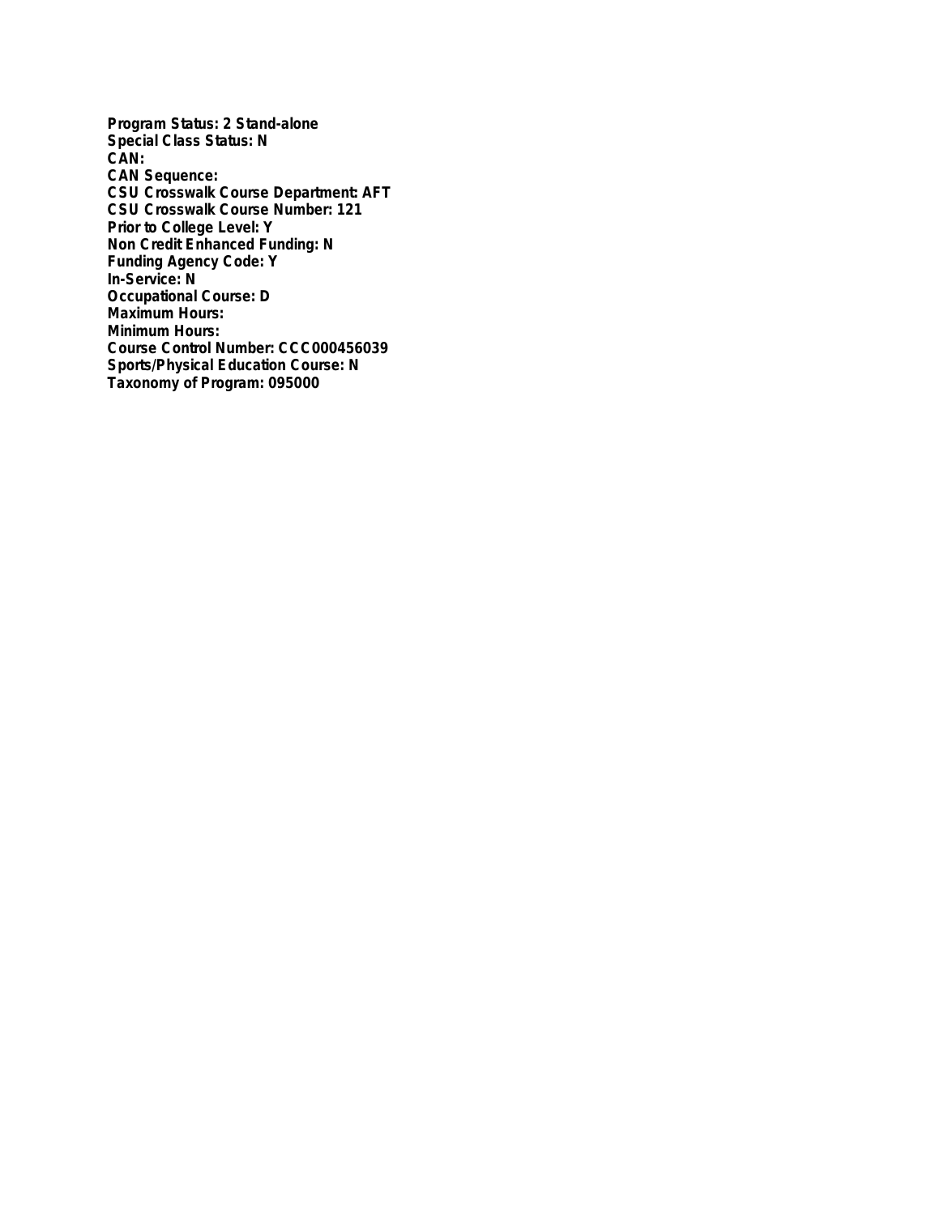**Program Status: 2 Stand-alone**
**Special Class Status: N**
**CAN:**
**CAN Sequence:**
**CSU Crosswalk Course Department: AFT**
**CSU Crosswalk Course Number: 121**
**Prior to College Level: Y**
**Non Credit Enhanced Funding: N**
**Funding Agency Code: Y**
**In-Service: N**
**Occupational Course: D**
**Maximum Hours:**
**Minimum Hours:**
**Course Control Number: CCC000456039**
**Sports/Physical Education Course: N**
**Taxonomy of Program: 095000**